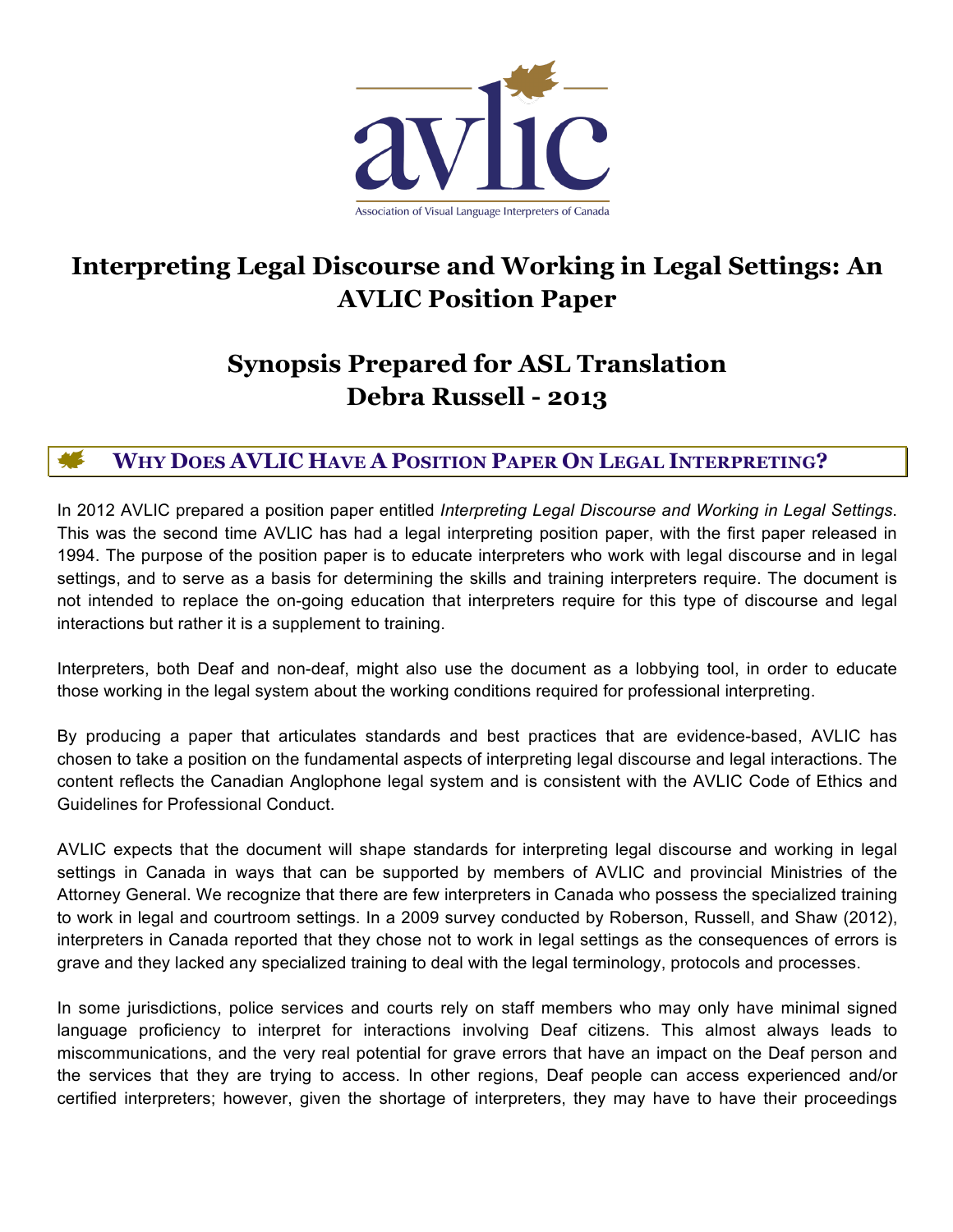# Interpreting Legal Discourse and Working in Legal Settings: An AVLIC Position Paper

## Synopsis Prepared for ASL Translation
## Debra Russell - 2013

### WHY DOES AVLIC HAVE A POSITION PAPER ON LEGAL INTERPRETING?

In 2012 AVLIC prepared a position paper entitled *Interpreting Legal Discourse and Working in Legal Settings*. This was the second time AVLIC has had a legal interpreting position paper, with the first paper released in 1994. The purpose of the position paper is to educate interpreters who work with legal discourse and in legal settings, and to serve as a basis for determining the skills and training interpreters require. The document is not intended to replace the on-going education that interpreters require for this type of discourse and legal interactions but rather it is a supplement to training.

Interpreters, both Deaf and non-deaf, might also use the document as a lobbying tool, in order to educate those working in the legal system about the working conditions required for professional interpreting.

By producing a paper that articulates standards and best practices that are evidence-based, AVLIC has chosen to take a position on the fundamental aspects of interpreting legal discourse and legal interactions. The content reflects the Canadian Anglophone legal system and is consistent with the AVLIC Code of Ethics and Guidelines for Professional Conduct.

AVLIC expects that the document will shape standards for interpreting legal discourse and working in legal settings in Canada in ways that can be supported by members of AVLIC and provincial Ministries of the Attorney General. We recognize that there are few interpreters in Canada who possess the specialized training to work in legal and courtroom settings. In a 2009 survey conducted by Roberson, Russell, and Shaw (2012), interpreters in Canada reported that they chose not to work in legal settings as the consequences of errors is grave and they lacked any specialized training to deal with the legal terminology, protocols and processes.

In some jurisdictions, police services and courts rely on staff members who may only have minimal signed language proficiency to interpret for interactions involving Deaf citizens. This almost always leads to miscommunications, and the very real potential for grave errors that have an impact on the Deaf person and the services that they are trying to access. In other regions, Deaf people can access experienced and/or certified interpreters; however, given the shortage of interpreters, they may have to have their proceedings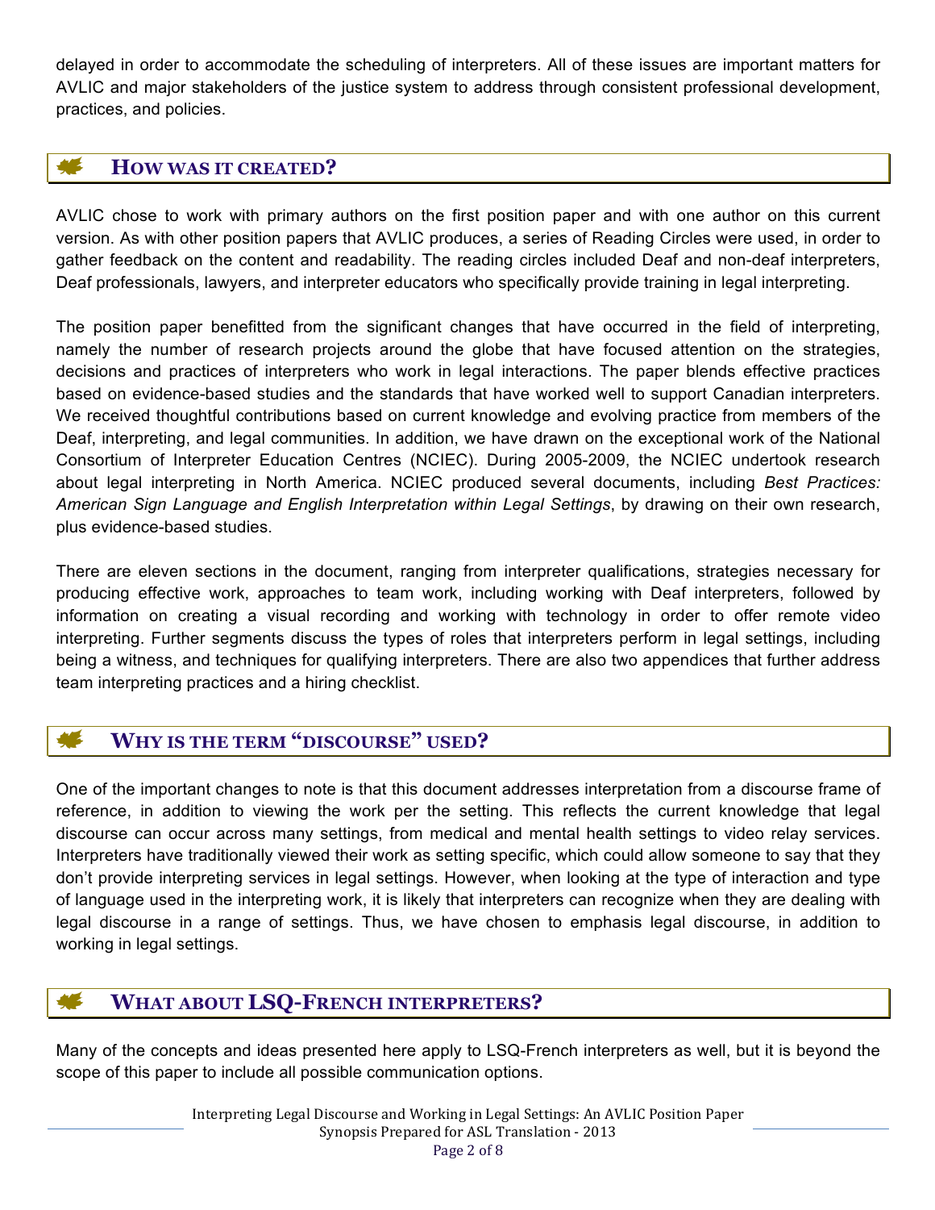delayed in order to accommodate the scheduling of interpreters. All of these issues are important matters for AVLIC and major stakeholders of the justice system to address through consistent professional development, practices, and policies.

## How was it created?

AVLIC chose to work with primary authors on the first position paper and with one author on this current version. As with other position papers that AVLIC produces, a series of Reading Circles were used, in order to gather feedback on the content and readability. The reading circles included Deaf and non-deaf interpreters, Deaf professionals, lawyers, and interpreter educators who specifically provide training in legal interpreting.

The position paper benefitted from the significant changes that have occurred in the field of interpreting, namely the number of research projects around the globe that have focused attention on the strategies, decisions and practices of interpreters who work in legal interactions. The paper blends effective practices based on evidence-based studies and the standards that have worked well to support Canadian interpreters. We received thoughtful contributions based on current knowledge and evolving practice from members of the Deaf, interpreting, and legal communities. In addition, we have drawn on the exceptional work of the National Consortium of Interpreter Education Centres (NCIEC). During 2005-2009, the NCIEC undertook research about legal interpreting in North America. NCIEC produced several documents, including *Best Practices: American Sign Language and English Interpretation within Legal Settings*, by drawing on their own research, plus evidence-based studies.

There are eleven sections in the document, ranging from interpreter qualifications, strategies necessary for producing effective work, approaches to team work, including working with Deaf interpreters, followed by information on creating a visual recording and working with technology in order to offer remote video interpreting. Further segments discuss the types of roles that interpreters perform in legal settings, including being a witness, and techniques for qualifying interpreters. There are also two appendices that further address team interpreting practices and a hiring checklist.

## Why is the term "discourse" used?

One of the important changes to note is that this document addresses interpretation from a discourse frame of reference, in addition to viewing the work per the setting. This reflects the current knowledge that legal discourse can occur across many settings, from medical and mental health settings to video relay services. Interpreters have traditionally viewed their work as setting specific, which could allow someone to say that they don't provide interpreting services in legal settings. However, when looking at the type of interaction and type of language used in the interpreting work, it is likely that interpreters can recognize when they are dealing with legal discourse in a range of settings. Thus, we have chosen to emphasis legal discourse, in addition to working in legal settings.

## What about LSQ-French interpreters?

Many of the concepts and ideas presented here apply to LSQ-French interpreters as well, but it is beyond the scope of this paper to include all possible communication options.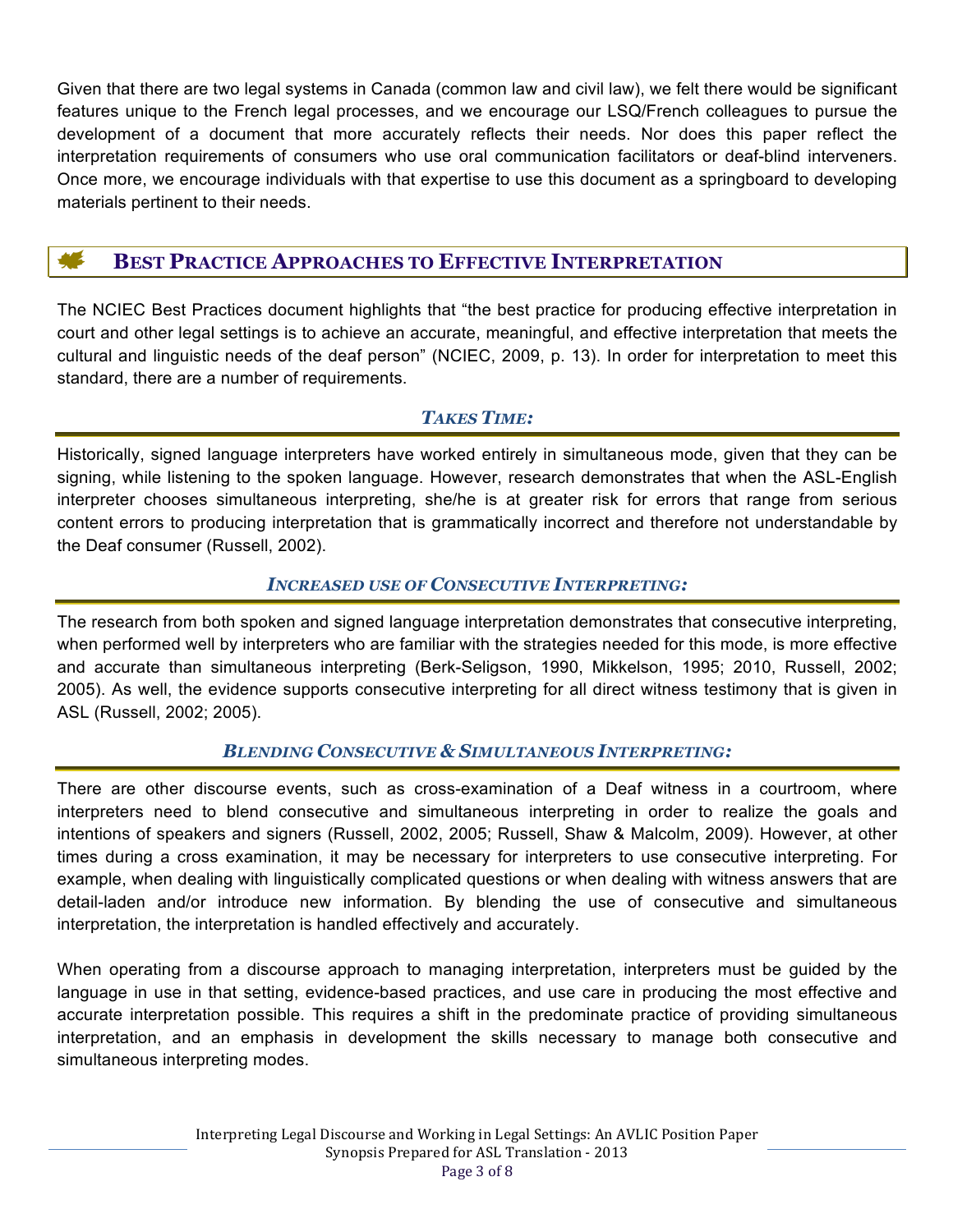Given that there are two legal systems in Canada (common law and civil law), we felt there would be significant features unique to the French legal processes, and we encourage our LSQ/French colleagues to pursue the development of a document that more accurately reflects their needs. Nor does this paper reflect the interpretation requirements of consumers who use oral communication facilitators or deaf-blind interveners. Once more, we encourage individuals with that expertise to use this document as a springboard to developing materials pertinent to their needs.

## BEST PRACTICE APPROACHES TO EFFECTIVE INTERPRETATION

The NCIEC Best Practices document highlights that "the best practice for producing effective interpretation in court and other legal settings is to achieve an accurate, meaningful, and effective interpretation that meets the cultural and linguistic needs of the deaf person" (NCIEC, 2009, p. 13). In order for interpretation to meet this standard, there are a number of requirements.

### *TAKES TIME:*

Historically, signed language interpreters have worked entirely in simultaneous mode, given that they can be signing, while listening to the spoken language. However, research demonstrates that when the ASL-English interpreter chooses simultaneous interpreting, she/he is at greater risk for errors that range from serious content errors to producing interpretation that is grammatically incorrect and therefore not understandable by the Deaf consumer (Russell, 2002).

### *INCREASED USE OF CONSECUTIVE INTERPRETING:*

The research from both spoken and signed language interpretation demonstrates that consecutive interpreting, when performed well by interpreters who are familiar with the strategies needed for this mode, is more effective and accurate than simultaneous interpreting (Berk-Seligson, 1990, Mikkelson, 1995; 2010, Russell, 2002; 2005). As well, the evidence supports consecutive interpreting for all direct witness testimony that is given in ASL (Russell, 2002; 2005).

### *BLENDING CONSECUTIVE & SIMULTANEOUS INTERPRETING:*

There are other discourse events, such as cross-examination of a Deaf witness in a courtroom, where interpreters need to blend consecutive and simultaneous interpreting in order to realize the goals and intentions of speakers and signers (Russell, 2002, 2005; Russell, Shaw & Malcolm, 2009). However, at other times during a cross examination, it may be necessary for interpreters to use consecutive interpreting. For example, when dealing with linguistically complicated questions or when dealing with witness answers that are detail-laden and/or introduce new information. By blending the use of consecutive and simultaneous interpretation, the interpretation is handled effectively and accurately.

When operating from a discourse approach to managing interpretation, interpreters must be guided by the language in use in that setting, evidence-based practices, and use care in producing the most effective and accurate interpretation possible. This requires a shift in the predominate practice of providing simultaneous interpretation, and an emphasis in development the skills necessary to manage both consecutive and simultaneous interpreting modes.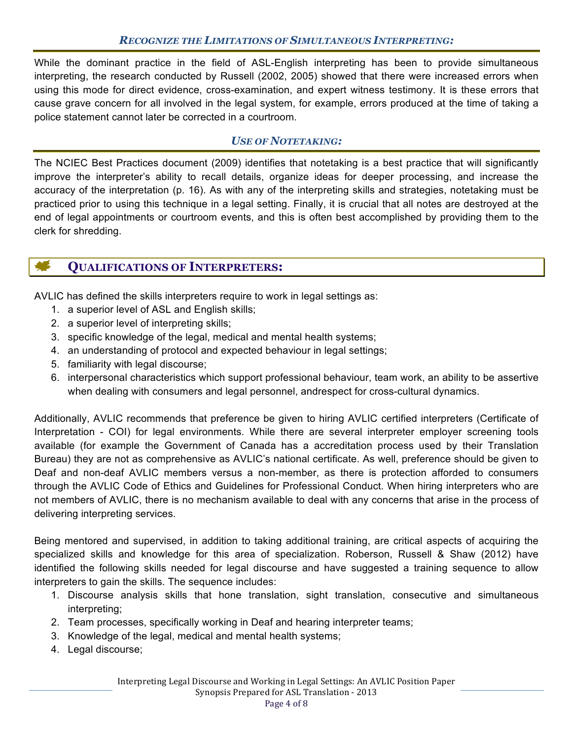### *Recognize the Limitations of Simultaneous Interpreting:*

While the dominant practice in the field of ASL-English interpreting has been to provide simultaneous interpreting, the research conducted by Russell (2002, 2005) showed that there were increased errors when using this mode for direct evidence, cross-examination, and expert witness testimony. It is these errors that cause grave concern for all involved in the legal system, for example, errors produced at the time of taking a police statement cannot later be corrected in a courtroom.

### *Use of Notetaking:*

The NCIEC Best Practices document (2009) identifies that notetaking is a best practice that will significantly improve the interpreter's ability to recall details, organize ideas for deeper processing, and increase the accuracy of the interpretation (p. 16). As with any of the interpreting skills and strategies, notetaking must be practiced prior to using this technique in a legal setting. Finally, it is crucial that all notes are destroyed at the end of legal appointments or courtroom events, and this is often best accomplished by providing them to the clerk for shredding.

## Qualifications of Interpreters:

AVLIC has defined the skills interpreters require to work in legal settings as:

1. a superior level of ASL and English skills;
2. a superior level of interpreting skills;
3. specific knowledge of the legal, medical and mental health systems;
4. an understanding of protocol and expected behaviour in legal settings;
5. familiarity with legal discourse;
6. interpersonal characteristics which support professional behaviour, team work, an ability to be assertive when dealing with consumers and legal personnel, andrespect for cross-cultural dynamics.

Additionally, AVLIC recommends that preference be given to hiring AVLIC certified interpreters (Certificate of Interpretation - COI) for legal environments. While there are several interpreter employer screening tools available (for example the Government of Canada has a accreditation process used by their Translation Bureau) they are not as comprehensive as AVLIC's national certificate. As well, preference should be given to Deaf and non-deaf AVLIC members versus a non-member, as there is protection afforded to consumers through the AVLIC Code of Ethics and Guidelines for Professional Conduct. When hiring interpreters who are not members of AVLIC, there is no mechanism available to deal with any concerns that arise in the process of delivering interpreting services.

Being mentored and supervised, in addition to taking additional training, are critical aspects of acquiring the specialized skills and knowledge for this area of specialization. Roberson, Russell & Shaw (2012) have identified the following skills needed for legal discourse and have suggested a training sequence to allow interpreters to gain the skills. The sequence includes:

1. Discourse analysis skills that hone translation, sight translation, consecutive and simultaneous interpreting;
2. Team processes, specifically working in Deaf and hearing interpreter teams;
3. Knowledge of the legal, medical and mental health systems;
4. Legal discourse;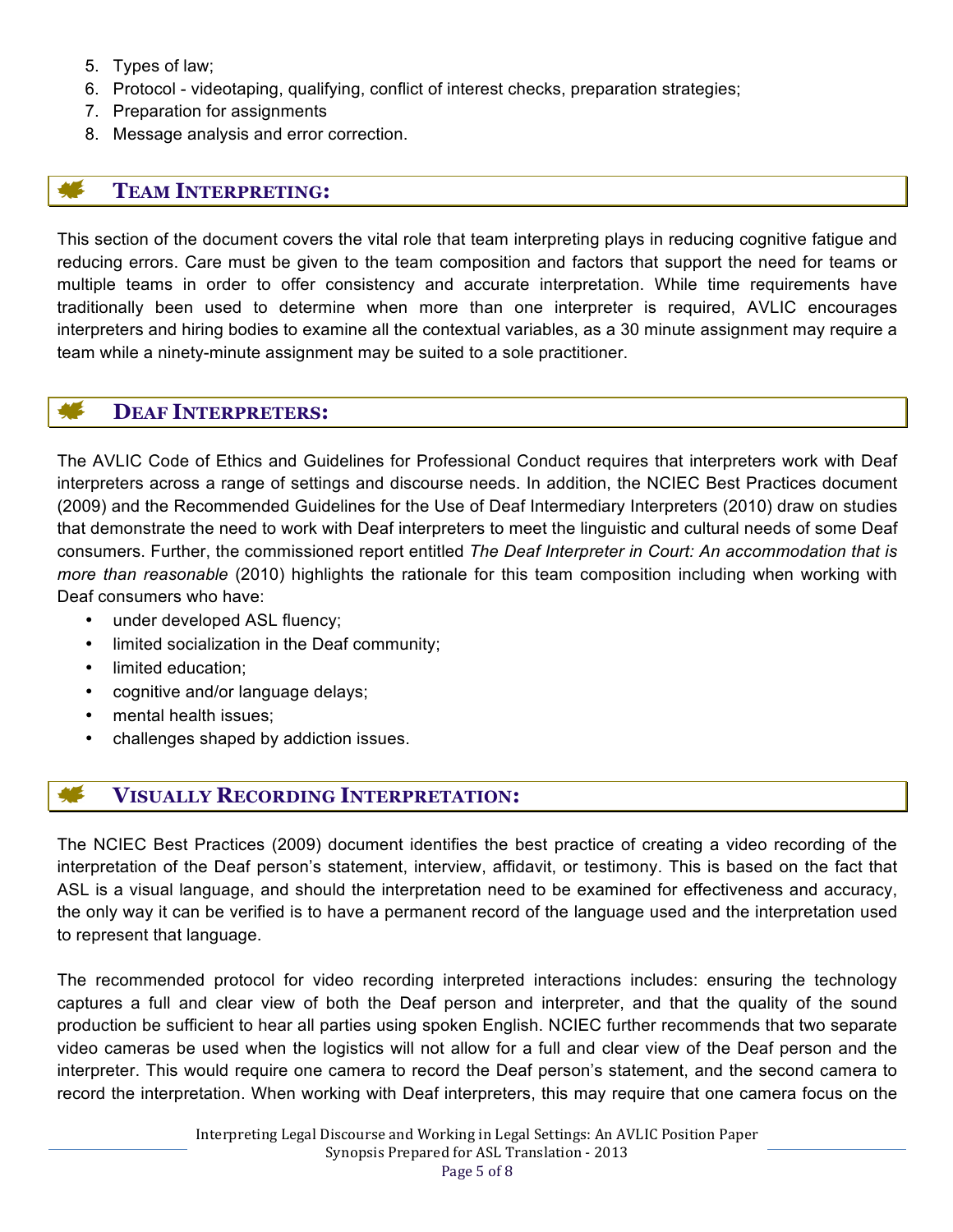5. Types of law;
6. Protocol - videotaping, qualifying, conflict of interest checks, preparation strategies;
7. Preparation for assignments
8. Message analysis and error correction.

## TEAM INTERPRETING:

This section of the document covers the vital role that team interpreting plays in reducing cognitive fatigue and reducing errors. Care must be given to the team composition and factors that support the need for teams or multiple teams in order to offer consistency and accurate interpretation. While time requirements have traditionally been used to determine when more than one interpreter is required, AVLIC encourages interpreters and hiring bodies to examine all the contextual variables, as a 30 minute assignment may require a team while a ninety-minute assignment may be suited to a sole practitioner.

## DEAF INTERPRETERS:

The AVLIC Code of Ethics and Guidelines for Professional Conduct requires that interpreters work with Deaf interpreters across a range of settings and discourse needs. In addition, the NCIEC Best Practices document (2009) and the Recommended Guidelines for the Use of Deaf Intermediary Interpreters (2010) draw on studies that demonstrate the need to work with Deaf interpreters to meet the linguistic and cultural needs of some Deaf consumers. Further, the commissioned report entitled *The Deaf Interpreter in Court: An accommodation that is more than reasonable* (2010) highlights the rationale for this team composition including when working with Deaf consumers who have:

- under developed ASL fluency;
- limited socialization in the Deaf community;
- limited education;
- cognitive and/or language delays;
- mental health issues;
- challenges shaped by addiction issues.

## VISUALLY RECORDING INTERPRETATION:

The NCIEC Best Practices (2009) document identifies the best practice of creating a video recording of the interpretation of the Deaf person's statement, interview, affidavit, or testimony. This is based on the fact that ASL is a visual language, and should the interpretation need to be examined for effectiveness and accuracy, the only way it can be verified is to have a permanent record of the language used and the interpretation used to represent that language.

The recommended protocol for video recording interpreted interactions includes: ensuring the technology captures a full and clear view of both the Deaf person and interpreter, and that the quality of the sound production be sufficient to hear all parties using spoken English. NCIEC further recommends that two separate video cameras be used when the logistics will not allow for a full and clear view of the Deaf person and the interpreter. This would require one camera to record the Deaf person's statement, and the second camera to record the interpretation. When working with Deaf interpreters, this may require that one camera focus on the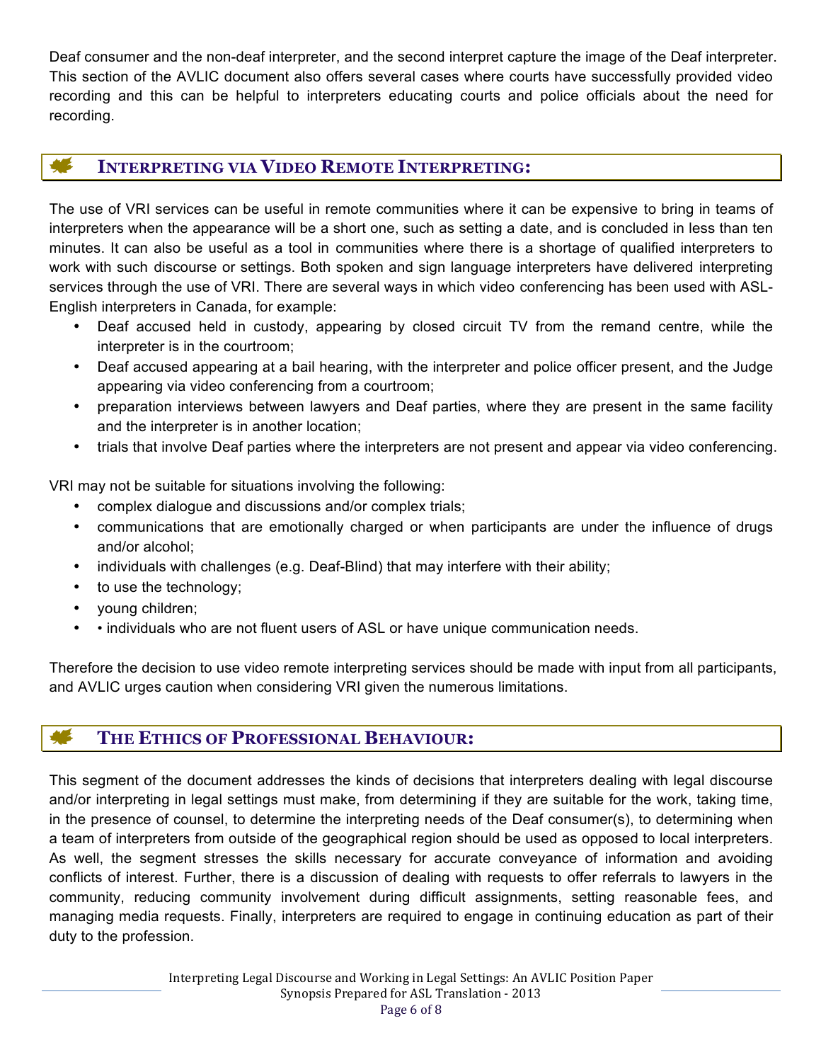Deaf consumer and the non-deaf interpreter, and the second interpret capture the image of the Deaf interpreter. This section of the AVLIC document also offers several cases where courts have successfully provided video recording and this can be helpful to interpreters educating courts and police officials about the need for recording.

## Interpreting via Video Remote Interpreting:

The use of VRI services can be useful in remote communities where it can be expensive to bring in teams of interpreters when the appearance will be a short one, such as setting a date, and is concluded in less than ten minutes. It can also be useful as a tool in communities where there is a shortage of qualified interpreters to work with such discourse or settings. Both spoken and sign language interpreters have delivered interpreting services through the use of VRI. There are several ways in which video conferencing has been used with ASL-English interpreters in Canada, for example:

- Deaf accused held in custody, appearing by closed circuit TV from the remand centre, while the interpreter is in the courtroom;
- Deaf accused appearing at a bail hearing, with the interpreter and police officer present, and the Judge appearing via video conferencing from a courtroom;
- preparation interviews between lawyers and Deaf parties, where they are present in the same facility and the interpreter is in another location;
- trials that involve Deaf parties where the interpreters are not present and appear via video conferencing.

VRI may not be suitable for situations involving the following:

- complex dialogue and discussions and/or complex trials;
- communications that are emotionally charged or when participants are under the influence of drugs and/or alcohol;
- individuals with challenges (e.g. Deaf-Blind) that may interfere with their ability;
- to use the technology;
- young children;
- • individuals who are not fluent users of ASL or have unique communication needs.

Therefore the decision to use video remote interpreting services should be made with input from all participants, and AVLIC urges caution when considering VRI given the numerous limitations.

## The Ethics of Professional Behaviour:

This segment of the document addresses the kinds of decisions that interpreters dealing with legal discourse and/or interpreting in legal settings must make, from determining if they are suitable for the work, taking time, in the presence of counsel, to determine the interpreting needs of the Deaf consumer(s), to determining when a team of interpreters from outside of the geographical region should be used as opposed to local interpreters. As well, the segment stresses the skills necessary for accurate conveyance of information and avoiding conflicts of interest. Further, there is a discussion of dealing with requests to offer referrals to lawyers in the community, reducing community involvement during difficult assignments, setting reasonable fees, and managing media requests. Finally, interpreters are required to engage in continuing education as part of their duty to the profession.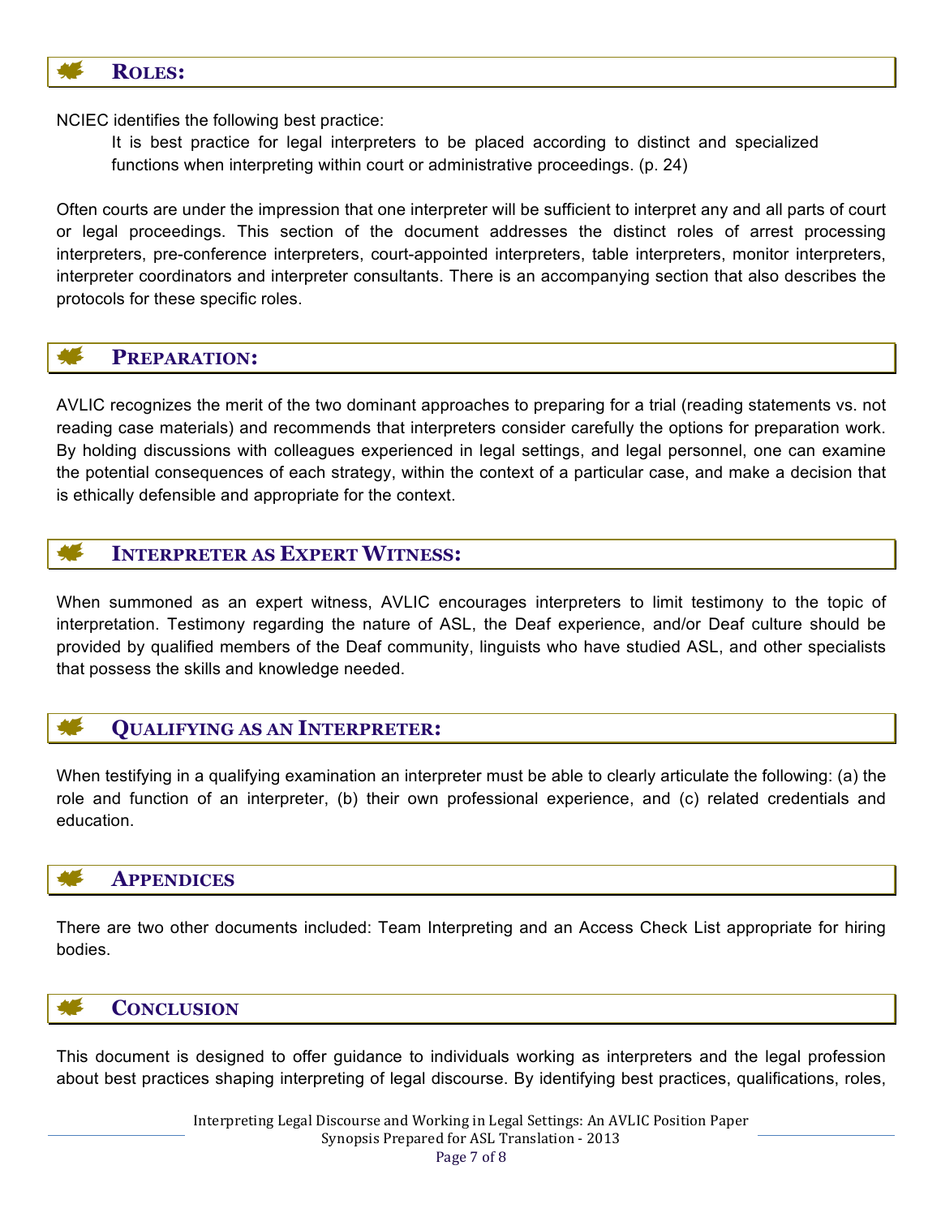## Roles:

NCIEC identifies the following best practice:

> It is best practice for legal interpreters to be placed according to distinct and specialized functions when interpreting within court or administrative proceedings. (p. 24)

Often courts are under the impression that one interpreter will be sufficient to interpret any and all parts of court or legal proceedings. This section of the document addresses the distinct roles of arrest processing interpreters, pre-conference interpreters, court-appointed interpreters, table interpreters, monitor interpreters, interpreter coordinators and interpreter consultants. There is an accompanying section that also describes the protocols for these specific roles.

## Preparation:

AVLIC recognizes the merit of the two dominant approaches to preparing for a trial (reading statements vs. not reading case materials) and recommends that interpreters consider carefully the options for preparation work. By holding discussions with colleagues experienced in legal settings, and legal personnel, one can examine the potential consequences of each strategy, within the context of a particular case, and make a decision that is ethically defensible and appropriate for the context.

## Interpreter as Expert Witness:

When summoned as an expert witness, AVLIC encourages interpreters to limit testimony to the topic of interpretation. Testimony regarding the nature of ASL, the Deaf experience, and/or Deaf culture should be provided by qualified members of the Deaf community, linguists who have studied ASL, and other specialists that possess the skills and knowledge needed.

## Qualifying as an Interpreter:

When testifying in a qualifying examination an interpreter must be able to clearly articulate the following: (a) the role and function of an interpreter, (b) their own professional experience, and (c) related credentials and education.

## Appendices

There are two other documents included: Team Interpreting and an Access Check List appropriate for hiring bodies.

## Conclusion

This document is designed to offer guidance to individuals working as interpreters and the legal profession about best practices shaping interpreting of legal discourse. By identifying best practices, qualifications, roles,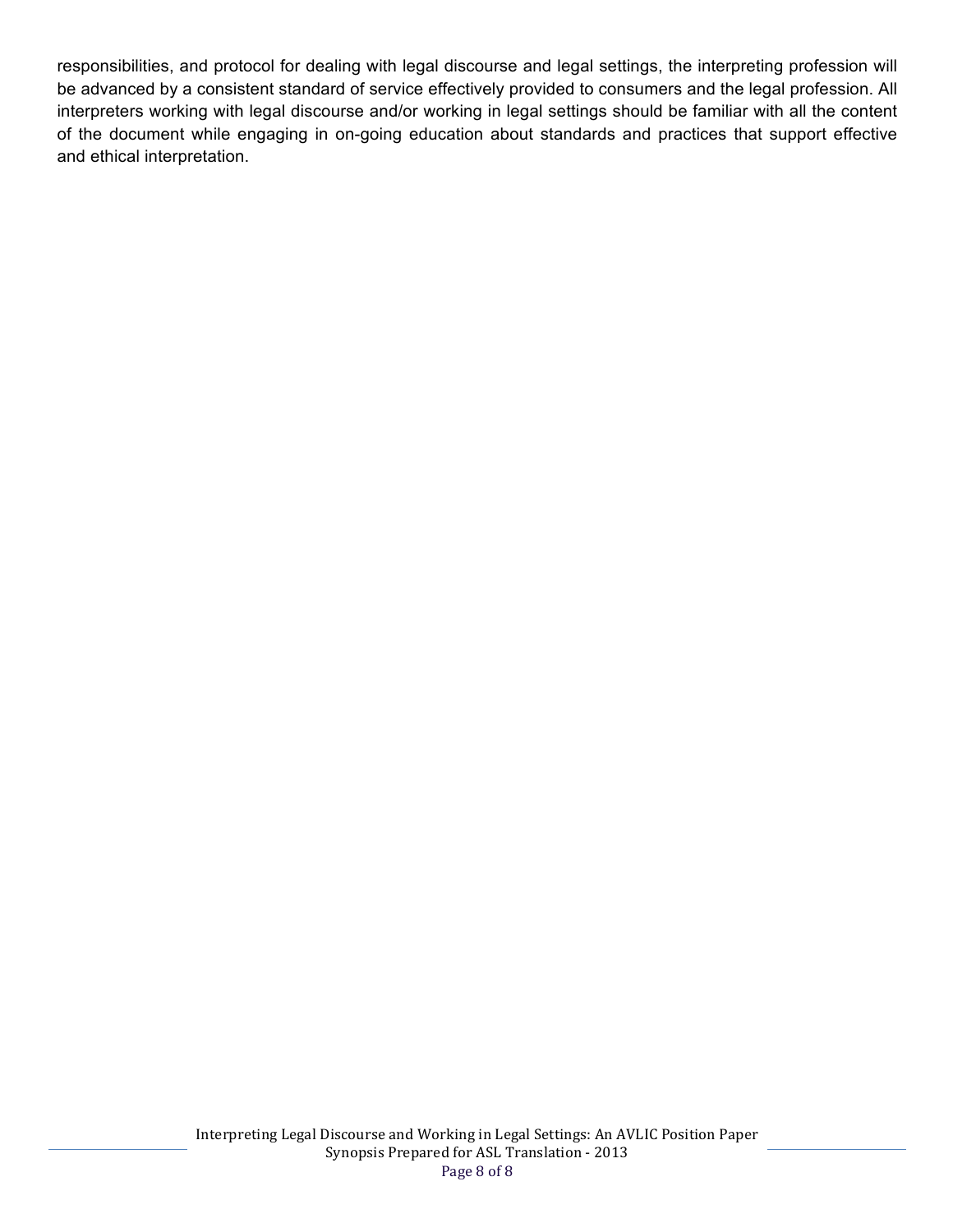responsibilities, and protocol for dealing with legal discourse and legal settings, the interpreting profession will be advanced by a consistent standard of service effectively provided to consumers and the legal profession. All interpreters working with legal discourse and/or working in legal settings should be familiar with all the content of the document while engaging in on-going education about standards and practices that support effective and ethical interpretation.